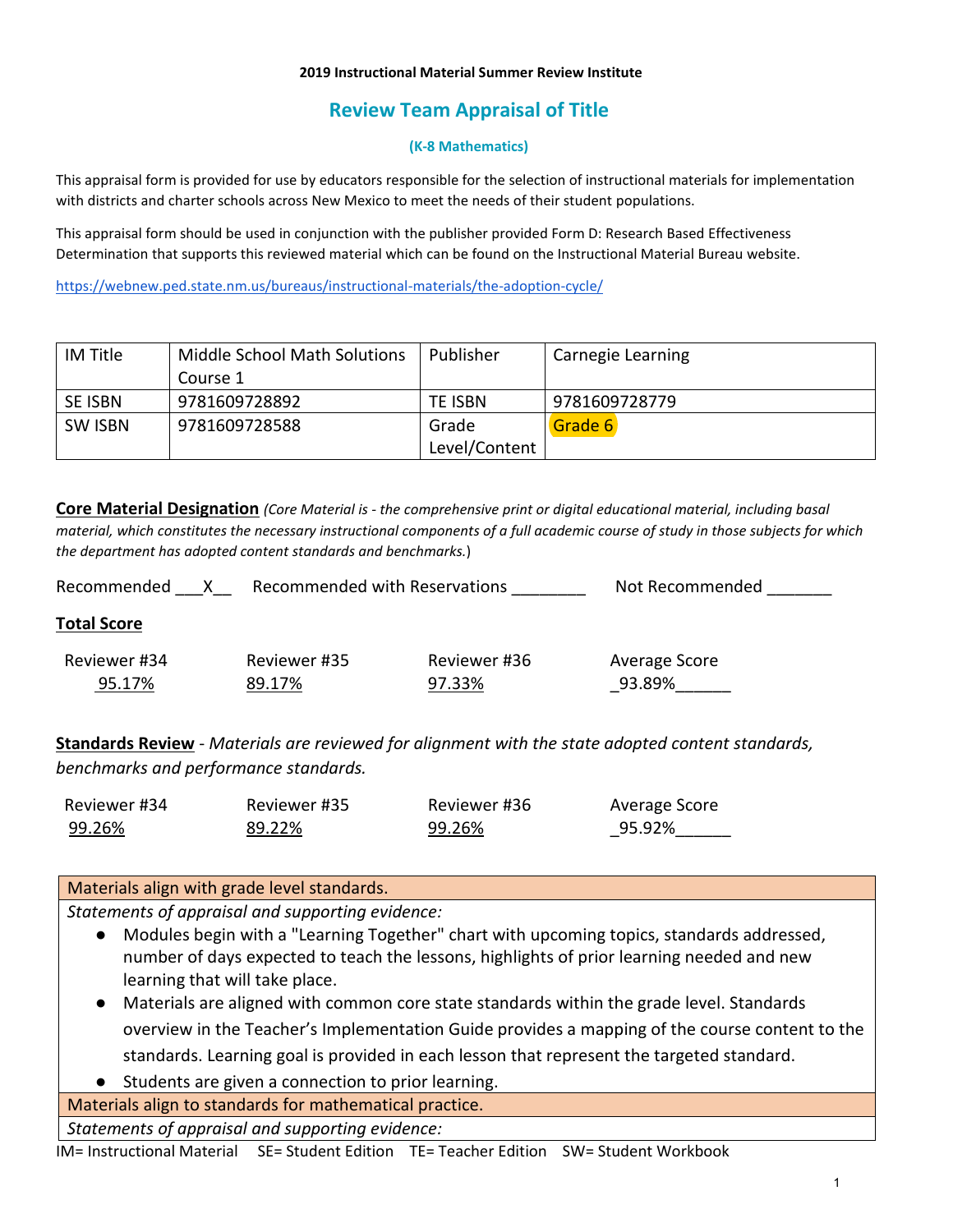**2019 Instructional Material Summer Review Institute**

## Review Team Appraisal of Title

**(K-8 Mathematics)**

This appraisal form is provided for use by educators responsible for the selection of instructional materials for implementation with districts and charter schools across New Mexico to meet the needs of their student populations.

This appraisal form should be used in conjunction with the publisher provided Form D: Research Based Effectiveness Determination that supports this reviewed material which can be found on the Instructional Material Bureau website.

https://webnew.ped.state.nm.us/bureaus/instructional-materials/the-adoption-cycle/

| IM Title | Middle School Math Solutions Course 1 | Publisher | Carnegie Learning |
|---|---|---|---|
| SE ISBN | 9781609728892 | TE ISBN | 9781609728779 |
| SW ISBN | 9781609728588 | Grade Level/Content | Grade 6 |

**Core Material Designation** *(Core Material is - the comprehensive print or digital educational material, including basal material, which constitutes the necessary instructional components of a full academic course of study in those subjects for which the department has adopted content standards and benchmarks.*)

Recommended ___X__ Recommended with Reservations ________ Not Recommended _______

**Total Score**

| Reviewer #34 | Reviewer #35 | Reviewer #36 | Average Score |
|---|---|---|---|
| 95.17% | 89.17% | 97.33% | 93.89% |

**Standards Review** - *Materials are reviewed for alignment with the state adopted content standards, benchmarks and performance standards.*

| Reviewer #34 | Reviewer #35 | Reviewer #36 | Average Score |
|---|---|---|---|
| 99.26% | 89.22% | 99.26% | 95.92% |

| Materials align with grade level standards. |
|---|
| *Statements of appraisal and supporting evidence:*<br>● Modules begin with a "Learning Together" chart with upcoming topics, standards addressed, number of days expected to teach the lessons, highlights of prior learning needed and new learning that will take place.<br>● Materials are aligned with common core state standards within the grade level. Standards overview in the Teacher's Implementation Guide provides a mapping of the course content to the standards. Learning goal is provided in each lesson that represent the targeted standard.<br>● Students are given a connection to prior learning. |
| Materials align to standards for mathematical practice. |
| *Statements of appraisal and supporting evidence:* |

IM= Instructional Material SE= Student Edition TE= Teacher Edition SW= Student Workbook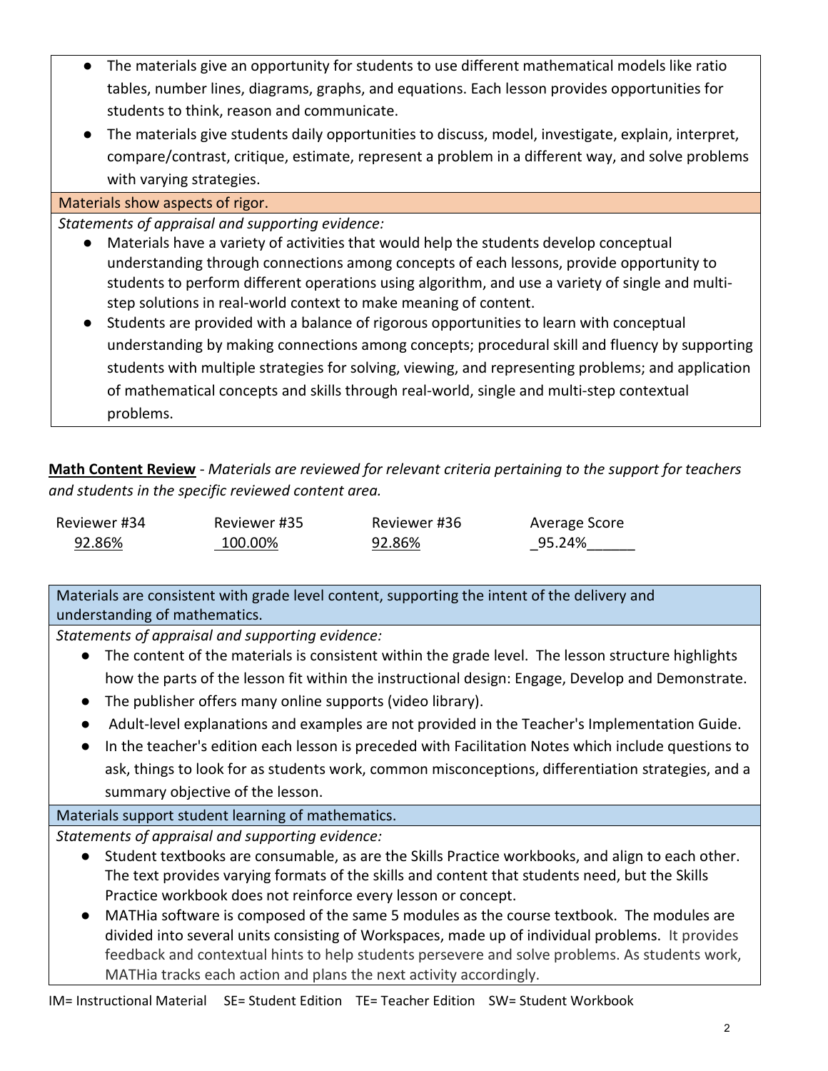- The materials give an opportunity for students to use different mathematical models like ratio tables, number lines, diagrams, graphs, and equations. Each lesson provides opportunities for students to think, reason and communicate.
- The materials give students daily opportunities to discuss, model, investigate, explain, interpret, compare/contrast, critique, estimate, represent a problem in a different way, and solve problems with varying strategies.

Materials show aspects of rigor.

*Statements of appraisal and supporting evidence:*

- Materials have a variety of activities that would help the students develop conceptual understanding through connections among concepts of each lessons, provide opportunity to students to perform different operations using algorithm, and use a variety of single and multi-step solutions in real-world context to make meaning of content.
- Students are provided with a balance of rigorous opportunities to learn with conceptual understanding by making connections among concepts; procedural skill and fluency by supporting students with multiple strategies for solving, viewing, and representing problems; and application of mathematical concepts and skills through real-world, single and multi-step contextual problems.

**Math Content Review** - *Materials are reviewed for relevant criteria pertaining to the support for teachers and students in the specific reviewed content area.*

| Reviewer #34 | Reviewer #35 | Reviewer #36 | Average Score |
|---|---|---|---|
| 92.86% | 100.00% | 92.86% | 95.24% |

Materials are consistent with grade level content, supporting the intent of the delivery and understanding of mathematics.

*Statements of appraisal and supporting evidence:*

- The content of the materials is consistent within the grade level. The lesson structure highlights how the parts of the lesson fit within the instructional design: Engage, Develop and Demonstrate.
- The publisher offers many online supports (video library).
- Adult-level explanations and examples are not provided in the Teacher's Implementation Guide.
- In the teacher's edition each lesson is preceded with Facilitation Notes which include questions to ask, things to look for as students work, common misconceptions, differentiation strategies, and a summary objective of the lesson.

Materials support student learning of mathematics.

*Statements of appraisal and supporting evidence:*

- Student textbooks are consumable, as are the Skills Practice workbooks, and align to each other. The text provides varying formats of the skills and content that students need, but the Skills Practice workbook does not reinforce every lesson or concept.
- MATHia software is composed of the same 5 modules as the course textbook. The modules are divided into several units consisting of Workspaces, made up of individual problems. It provides feedback and contextual hints to help students persevere and solve problems. As students work, MATHia tracks each action and plans the next activity accordingly.

IM= Instructional Material SE= Student Edition TE= Teacher Edition SW= Student Workbook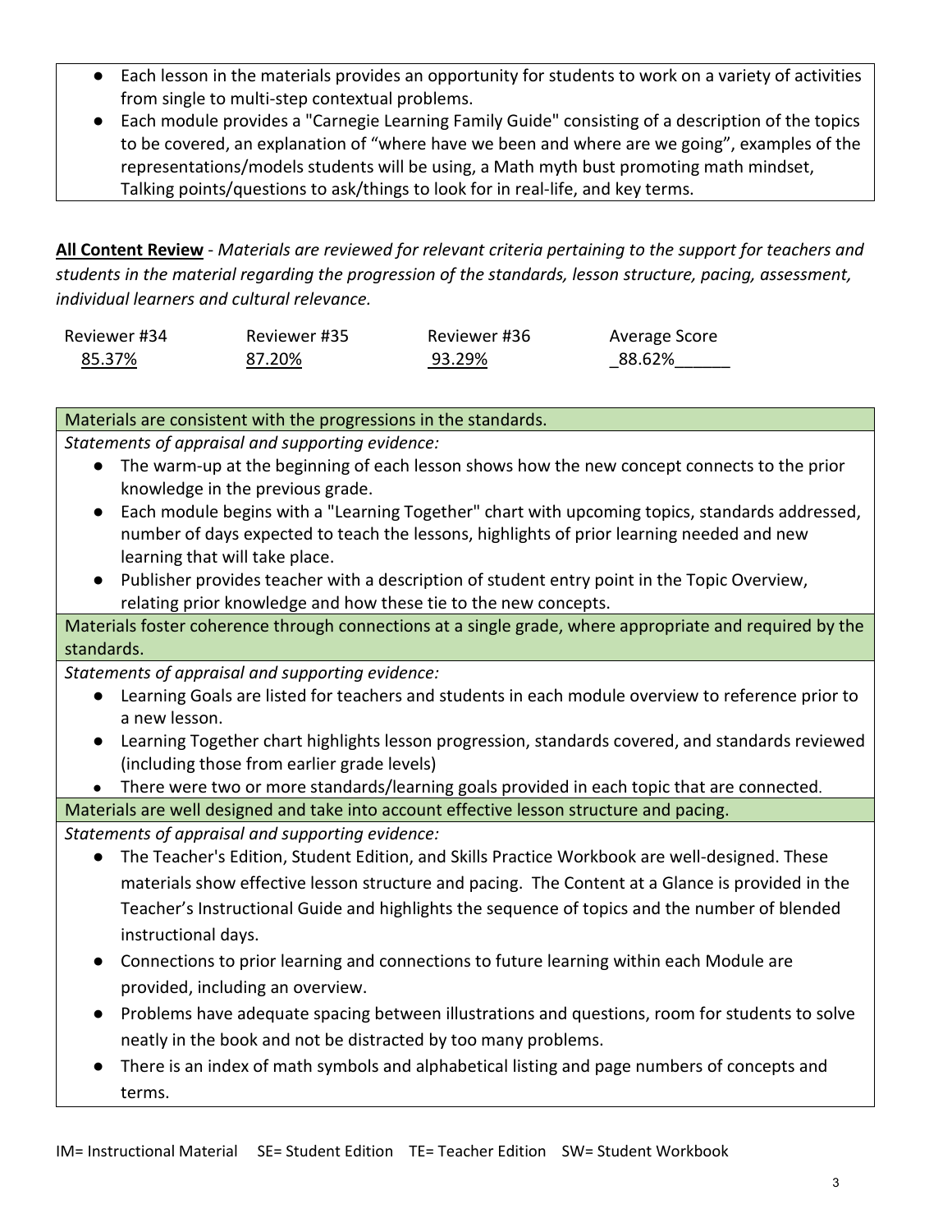- Each lesson in the materials provides an opportunity for students to work on a variety of activities from single to multi-step contextual problems.
- Each module provides a "Carnegie Learning Family Guide" consisting of a description of the topics to be covered, an explanation of "where have we been and where are we going", examples of the representations/models students will be using, a Math myth bust promoting math mindset, Talking points/questions to ask/things to look for in real-life, and key terms.

**All Content Review** - *Materials are reviewed for relevant criteria pertaining to the support for teachers and students in the material regarding the progression of the standards, lesson structure, pacing, assessment, individual learners and cultural relevance.*

| Reviewer #34 | Reviewer #35 | Reviewer #36 | Average Score |
|---|---|---|---|
| 85.37% | 87.20% | 93.29% | 88.62% |

| Materials are consistent with the progressions in the standards. |
|---|
| *Statements of appraisal and supporting evidence:*<br>• The warm-up at the beginning of each lesson shows how the new concept connects to the prior knowledge in the previous grade.<br>• Each module begins with a "Learning Together" chart with upcoming topics, standards addressed, number of days expected to teach the lessons, highlights of prior learning needed and new learning that will take place.<br>• Publisher provides teacher with a description of student entry point in the Topic Overview, relating prior knowledge and how these tie to the new concepts. |
| **Materials foster coherence through connections at a single grade, where appropriate and required by the standards.** |
| *Statements of appraisal and supporting evidence:*<br>• Learning Goals are listed for teachers and students in each module overview to reference prior to a new lesson.<br>• Learning Together chart highlights lesson progression, standards covered, and standards reviewed (including those from earlier grade levels)<br>• There were two or more standards/learning goals provided in each topic that are connected. |
| **Materials are well designed and take into account effective lesson structure and pacing.** |
| *Statements of appraisal and supporting evidence:*<br>• The Teacher's Edition, Student Edition, and Skills Practice Workbook are well-designed. These materials show effective lesson structure and pacing. The Content at a Glance is provided in the Teacher's Instructional Guide and highlights the sequence of topics and the number of blended instructional days.<br>• Connections to prior learning and connections to future learning within each Module are provided, including an overview.<br>• Problems have adequate spacing between illustrations and questions, room for students to solve neatly in the book and not be distracted by too many problems.<br>• There is an index of math symbols and alphabetical listing and page numbers of concepts and terms. |

IM= Instructional Material SE= Student Edition TE= Teacher Edition SW= Student Workbook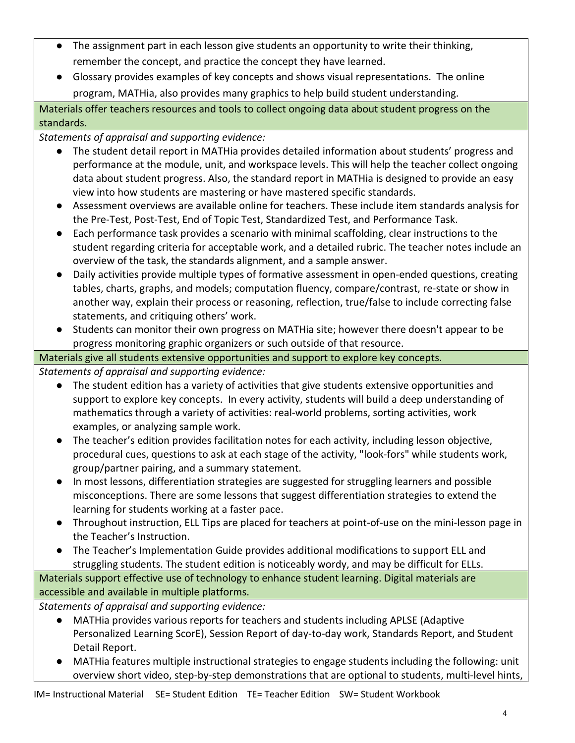- The assignment part in each lesson give students an opportunity to write their thinking, remember the concept, and practice the concept they have learned.
- Glossary provides examples of key concepts and shows visual representations. The online program, MATHia, also provides many graphics to help build student understanding.

**Materials offer teachers resources and tools to collect ongoing data about student progress on the standards.**

*Statements of appraisal and supporting evidence:*

- The student detail report in MATHia provides detailed information about students' progress and performance at the module, unit, and workspace levels. This will help the teacher collect ongoing data about student progress. Also, the standard report in MATHia is designed to provide an easy view into how students are mastering or have mastered specific standards.
- Assessment overviews are available online for teachers. These include item standards analysis for the Pre-Test, Post-Test, End of Topic Test, Standardized Test, and Performance Task.
- Each performance task provides a scenario with minimal scaffolding, clear instructions to the student regarding criteria for acceptable work, and a detailed rubric. The teacher notes include an overview of the task, the standards alignment, and a sample answer.
- Daily activities provide multiple types of formative assessment in open-ended questions, creating tables, charts, graphs, and models; computation fluency, compare/contrast, re-state or show in another way, explain their process or reasoning, reflection, true/false to include correcting false statements, and critiquing others' work.
- Students can monitor their own progress on MATHia site; however there doesn't appear to be progress monitoring graphic organizers or such outside of that resource.

**Materials give all students extensive opportunities and support to explore key concepts.**

*Statements of appraisal and supporting evidence:*

- The student edition has a variety of activities that give students extensive opportunities and support to explore key concepts. In every activity, students will build a deep understanding of mathematics through a variety of activities: real-world problems, sorting activities, work examples, or analyzing sample work.
- The teacher's edition provides facilitation notes for each activity, including lesson objective, procedural cues, questions to ask at each stage of the activity, "look-fors" while students work, group/partner pairing, and a summary statement.
- In most lessons, differentiation strategies are suggested for struggling learners and possible misconceptions. There are some lessons that suggest differentiation strategies to extend the learning for students working at a faster pace.
- Throughout instruction, ELL Tips are placed for teachers at point-of-use on the mini-lesson page in the Teacher's Instruction.
- The Teacher's Implementation Guide provides additional modifications to support ELL and struggling students. The student edition is noticeably wordy, and may be difficult for ELLs.

**Materials support effective use of technology to enhance student learning. Digital materials are accessible and available in multiple platforms.**

*Statements of appraisal and supporting evidence:*

- MATHia provides various reports for teachers and students including APLSE (Adaptive Personalized Learning ScorE), Session Report of day-to-day work, Standards Report, and Student Detail Report.
- MATHia features multiple instructional strategies to engage students including the following: unit overview short video, step-by-step demonstrations that are optional to students, multi-level hints,

IM= Instructional Material SE= Student Edition TE= Teacher Edition SW= Student Workbook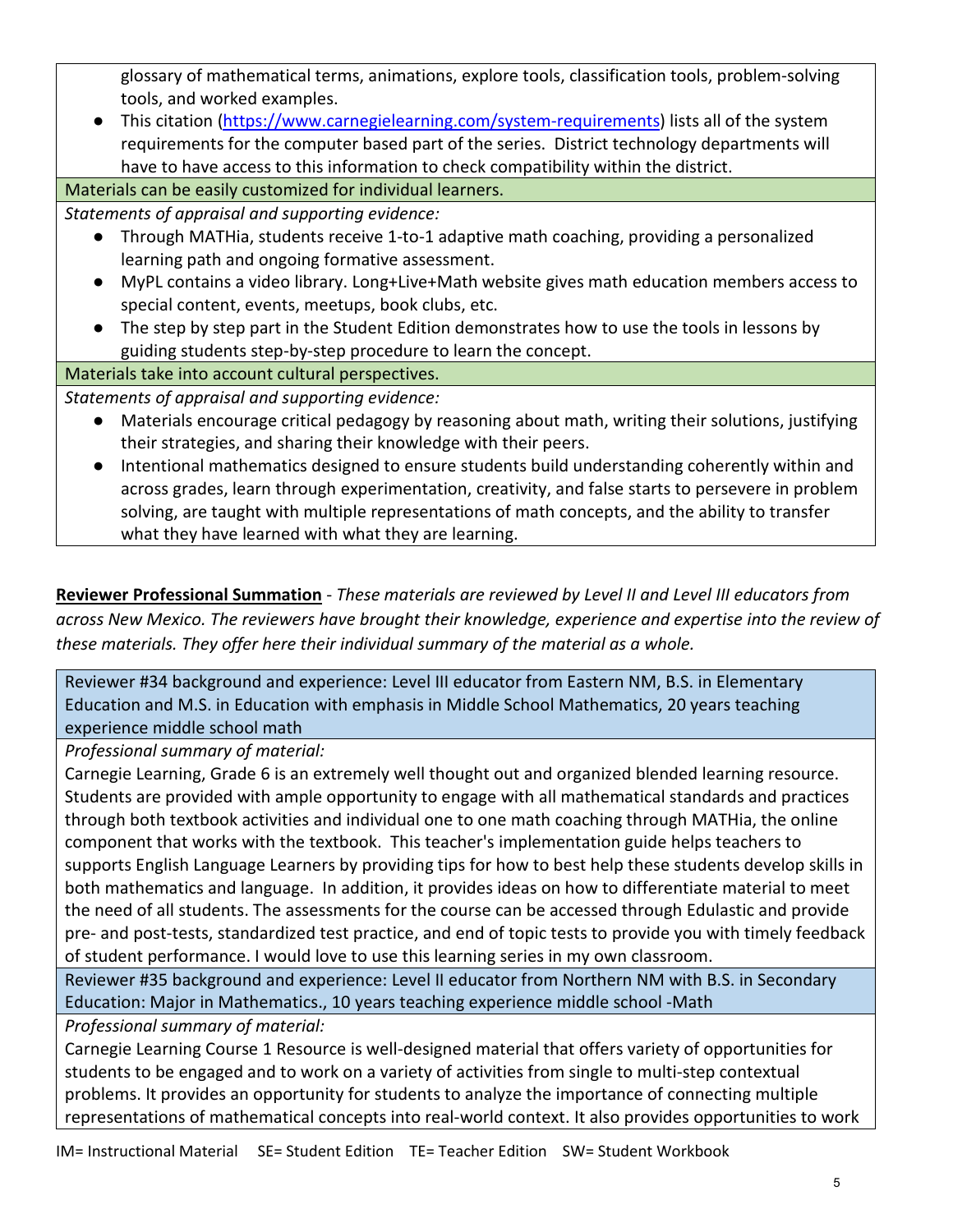glossary of mathematical terms, animations, explore tools, classification tools, problem-solving tools, and worked examples.

- This citation (https://www.carnegielearning.com/system-requirements) lists all of the system requirements for the computer based part of the series. District technology departments will have to have access to this information to check compatibility within the district.

**Materials can be easily customized for individual learners.**

*Statements of appraisal and supporting evidence:*

- Through MATHia, students receive 1-to-1 adaptive math coaching, providing a personalized learning path and ongoing formative assessment.
- MyPL contains a video library. Long+Live+Math website gives math education members access to special content, events, meetups, book clubs, etc.
- The step by step part in the Student Edition demonstrates how to use the tools in lessons by guiding students step-by-step procedure to learn the concept.

**Materials take into account cultural perspectives.**

*Statements of appraisal and supporting evidence:*

- Materials encourage critical pedagogy by reasoning about math, writing their solutions, justifying their strategies, and sharing their knowledge with their peers.
- Intentional mathematics designed to ensure students build understanding coherently within and across grades, learn through experimentation, creativity, and false starts to persevere in problem solving, are taught with multiple representations of math concepts, and the ability to transfer what they have learned with what they are learning.

**Reviewer Professional Summation** - *These materials are reviewed by Level II and Level III educators from across New Mexico. The reviewers have brought their knowledge, experience and expertise into the review of these materials. They offer here their individual summary of the material as a whole.*

**Reviewer #34 background and experience:** Level III educator from Eastern NM, B.S. in Elementary Education and M.S. in Education with emphasis in Middle School Mathematics, 20 years teaching experience middle school math

*Professional summary of material:*

Carnegie Learning, Grade 6 is an extremely well thought out and organized blended learning resource. Students are provided with ample opportunity to engage with all mathematical standards and practices through both textbook activities and individual one to one math coaching through MATHia, the online component that works with the textbook. This teacher's implementation guide helps teachers to supports English Language Learners by providing tips for how to best help these students develop skills in both mathematics and language. In addition, it provides ideas on how to differentiate material to meet the need of all students. The assessments for the course can be accessed through Edulastic and provide pre- and post-tests, standardized test practice, and end of topic tests to provide you with timely feedback of student performance. I would love to use this learning series in my own classroom.

**Reviewer #35 background and experience:** Level II educator from Northern NM with B.S. in Secondary Education: Major in Mathematics., 10 years teaching experience middle school -Math

*Professional summary of material:*

Carnegie Learning Course 1 Resource is well-designed material that offers variety of opportunities for students to be engaged and to work on a variety of activities from single to multi-step contextual problems. It provides an opportunity for students to analyze the importance of connecting multiple representations of mathematical concepts into real-world context. It also provides opportunities to work

IM= Instructional Material SE= Student Edition TE= Teacher Edition SW= Student Workbook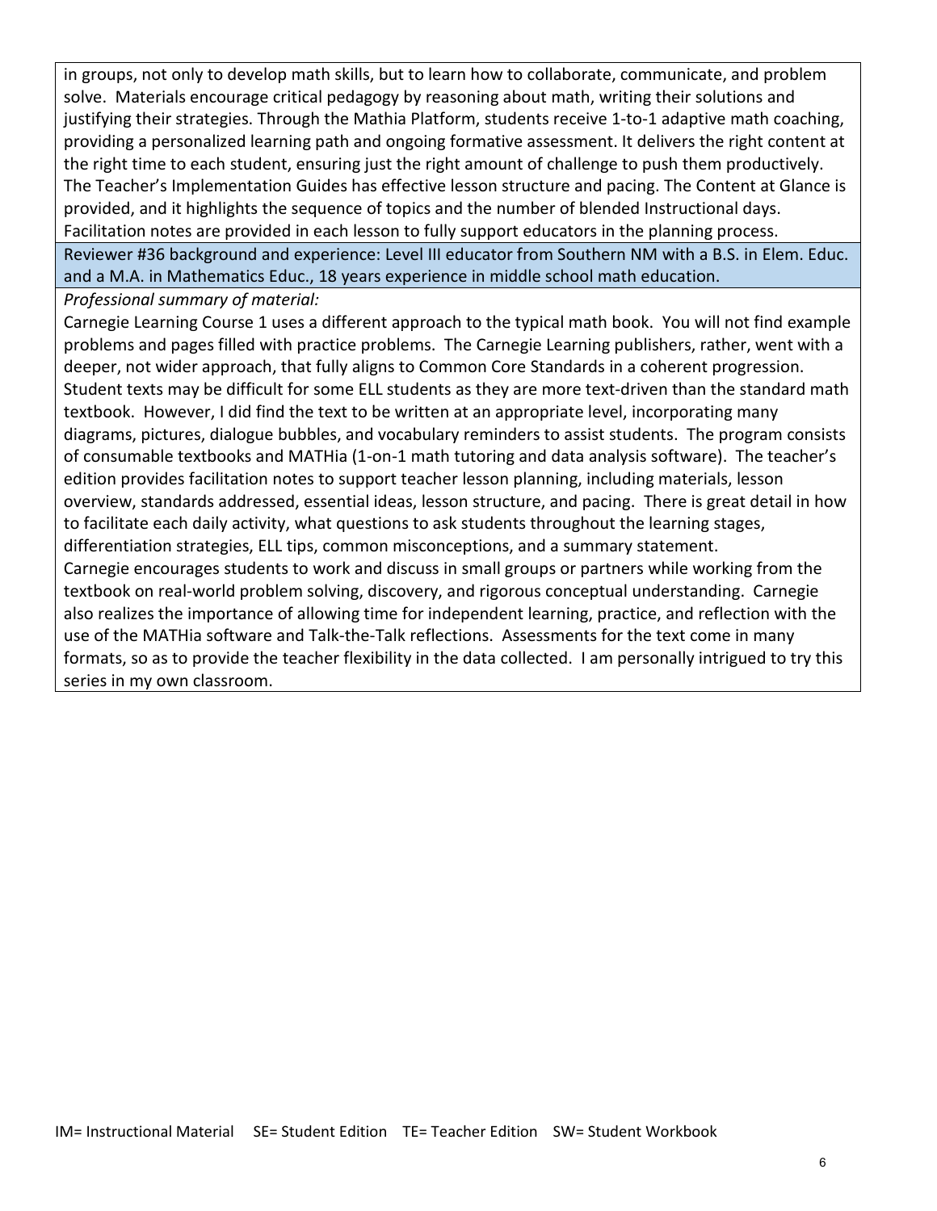in groups, not only to develop math skills, but to learn how to collaborate, communicate, and problem solve. Materials encourage critical pedagogy by reasoning about math, writing their solutions and justifying their strategies. Through the Mathia Platform, students receive 1-to-1 adaptive math coaching, providing a personalized learning path and ongoing formative assessment. It delivers the right content at the right time to each student, ensuring just the right amount of challenge to push them productively. The Teacher's Implementation Guides has effective lesson structure and pacing. The Content at Glance is provided, and it highlights the sequence of topics and the number of blended Instructional days. Facilitation notes are provided in each lesson to fully support educators in the planning process.

Reviewer #36 background and experience: Level III educator from Southern NM with a B.S. in Elem. Educ. and a M.A. in Mathematics Educ., 18 years experience in middle school math education.

*Professional summary of material:*

Carnegie Learning Course 1 uses a different approach to the typical math book. You will not find example problems and pages filled with practice problems. The Carnegie Learning publishers, rather, went with a deeper, not wider approach, that fully aligns to Common Core Standards in a coherent progression. Student texts may be difficult for some ELL students as they are more text-driven than the standard math textbook. However, I did find the text to be written at an appropriate level, incorporating many diagrams, pictures, dialogue bubbles, and vocabulary reminders to assist students. The program consists of consumable textbooks and MATHia (1-on-1 math tutoring and data analysis software). The teacher's edition provides facilitation notes to support teacher lesson planning, including materials, lesson overview, standards addressed, essential ideas, lesson structure, and pacing. There is great detail in how to facilitate each daily activity, what questions to ask students throughout the learning stages, differentiation strategies, ELL tips, common misconceptions, and a summary statement.
Carnegie encourages students to work and discuss in small groups or partners while working from the textbook on real-world problem solving, discovery, and rigorous conceptual understanding. Carnegie also realizes the importance of allowing time for independent learning, practice, and reflection with the use of the MATHia software and Talk-the-Talk reflections. Assessments for the text come in many formats, so as to provide the teacher flexibility in the data collected. I am personally intrigued to try this series in my own classroom.

IM= Instructional Material SE= Student Edition TE= Teacher Edition SW= Student Workbook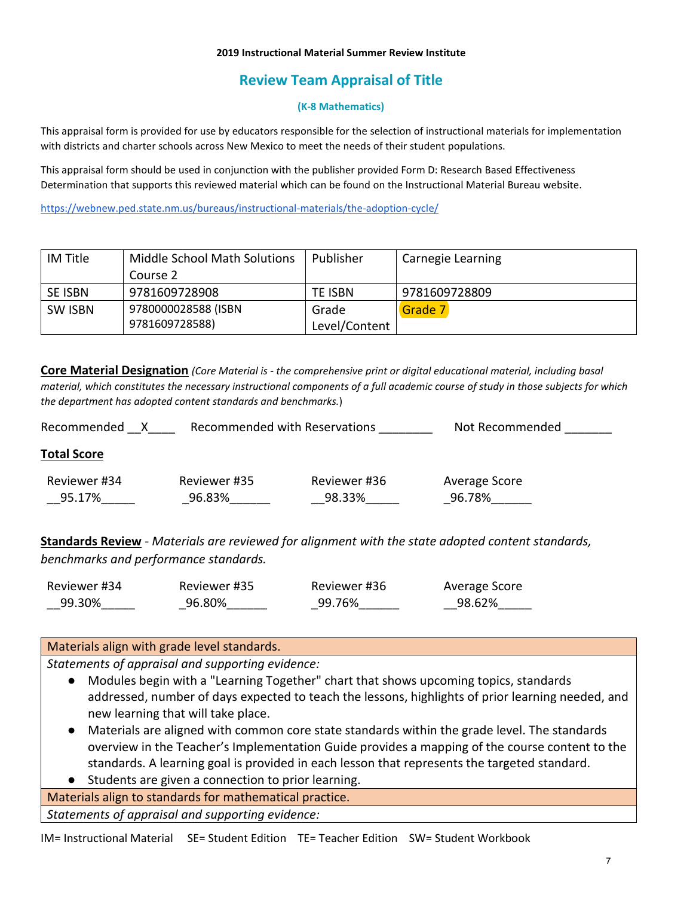**2019 Instructional Material Summer Review Institute**

## Review Team Appraisal of Title

**(K-8 Mathematics)**

This appraisal form is provided for use by educators responsible for the selection of instructional materials for implementation with districts and charter schools across New Mexico to meet the needs of their student populations.

This appraisal form should be used in conjunction with the publisher provided Form D: Research Based Effectiveness Determination that supports this reviewed material which can be found on the Instructional Material Bureau website.

https://webnew.ped.state.nm.us/bureaus/instructional-materials/the-adoption-cycle/

| IM Title | Middle School Math Solutions Course 2 | Publisher | Carnegie Learning |
|---|---|---|---|
| SE ISBN | 9781609728908 | TE ISBN | 9781609728809 |
| SW ISBN | 9780000028588 (ISBN 9781609728588) | Grade Level/Content | Grade 7 |

**Core Material Designation** *(Core Material is - the comprehensive print or digital educational material, including basal material, which constitutes the necessary instructional components of a full academic course of study in those subjects for which the department has adopted content standards and benchmarks.*)

Recommended __X____ Recommended with Reservations ________ Not Recommended _______

**Total Score**

| Reviewer #34 | Reviewer #35 | Reviewer #36 | Average Score |
|---|---|---|---|
| __95.17%_____ | _96.83%______ | __98.33%_____ | _96.78%______ |

**Standards Review** - *Materials are reviewed for alignment with the state adopted content standards, benchmarks and performance standards.*

| Reviewer #34 | Reviewer #35 | Reviewer #36 | Average Score |
|---|---|---|---|
| __99.30%_____ | _96.80%______ | _99.76%______ | __98.62%_____ |

| Materials align with grade level standards. |
|---|
| *Statements of appraisal and supporting evidence:*<br>● Modules begin with a "Learning Together" chart that shows upcoming topics, standards addressed, number of days expected to teach the lessons, highlights of prior learning needed, and new learning that will take place.<br>● Materials are aligned with common core state standards within the grade level. The standards overview in the Teacher's Implementation Guide provides a mapping of the course content to the standards. A learning goal is provided in each lesson that represents the targeted standard.<br>● Students are given a connection to prior learning. |
| Materials align to standards for mathematical practice. |
| *Statements of appraisal and supporting evidence:* |

IM= Instructional Material SE= Student Edition TE= Teacher Edition SW= Student Workbook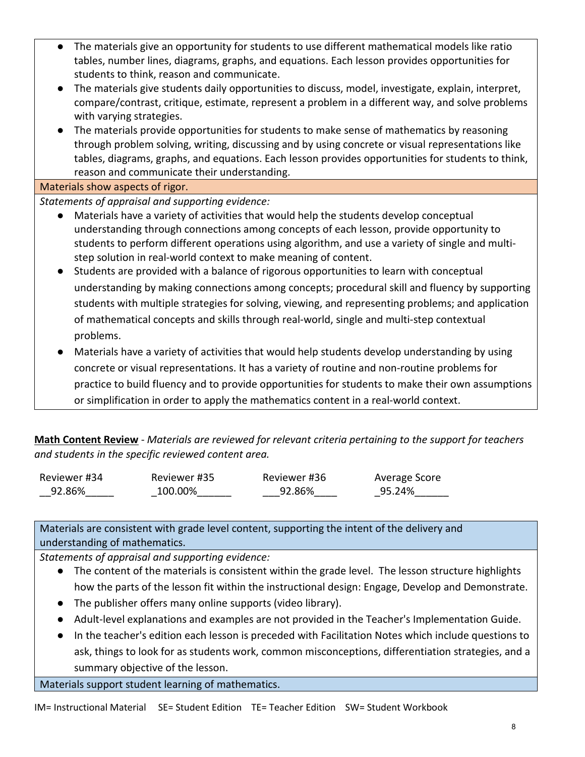- The materials give an opportunity for students to use different mathematical models like ratio tables, number lines, diagrams, graphs, and equations. Each lesson provides opportunities for students to think, reason and communicate.
- The materials give students daily opportunities to discuss, model, investigate, explain, interpret, compare/contrast, critique, estimate, represent a problem in a different way, and solve problems with varying strategies.
- The materials provide opportunities for students to make sense of mathematics by reasoning through problem solving, writing, discussing and by using concrete or visual representations like tables, diagrams, graphs, and equations. Each lesson provides opportunities for students to think, reason and communicate their understanding.

Materials show aspects of rigor.

*Statements of appraisal and supporting evidence:*

- Materials have a variety of activities that would help the students develop conceptual understanding through connections among concepts of each lesson, provide opportunity to students to perform different operations using algorithm, and use a variety of single and multi-step solution in real-world context to make meaning of content.
- Students are provided with a balance of rigorous opportunities to learn with conceptual understanding by making connections among concepts; procedural skill and fluency by supporting students with multiple strategies for solving, viewing, and representing problems; and application of mathematical concepts and skills through real-world, single and multi-step contextual problems.
- Materials have a variety of activities that would help students develop understanding by using concrete or visual representations. It has a variety of routine and non-routine problems for practice to build fluency and to provide opportunities for students to make their own assumptions or simplification in order to apply the mathematics content in a real-world context.

**Math Content Review** - *Materials are reviewed for relevant criteria pertaining to the support for teachers and students in the specific reviewed content area.*

| Reviewer #34 | Reviewer #35 | Reviewer #36 | Average Score |
|---|---|---|---|
| 92.86% | 100.00% | 92.86% | 95.24% |

Materials are consistent with grade level content, supporting the intent of the delivery and understanding of mathematics.

*Statements of appraisal and supporting evidence:*

- The content of the materials is consistent within the grade level. The lesson structure highlights how the parts of the lesson fit within the instructional design: Engage, Develop and Demonstrate.
- The publisher offers many online supports (video library).
- Adult-level explanations and examples are not provided in the Teacher's Implementation Guide.
- In the teacher's edition each lesson is preceded with Facilitation Notes which include questions to ask, things to look for as students work, common misconceptions, differentiation strategies, and a summary objective of the lesson.

Materials support student learning of mathematics.

IM= Instructional Material SE= Student Edition TE= Teacher Edition SW= Student Workbook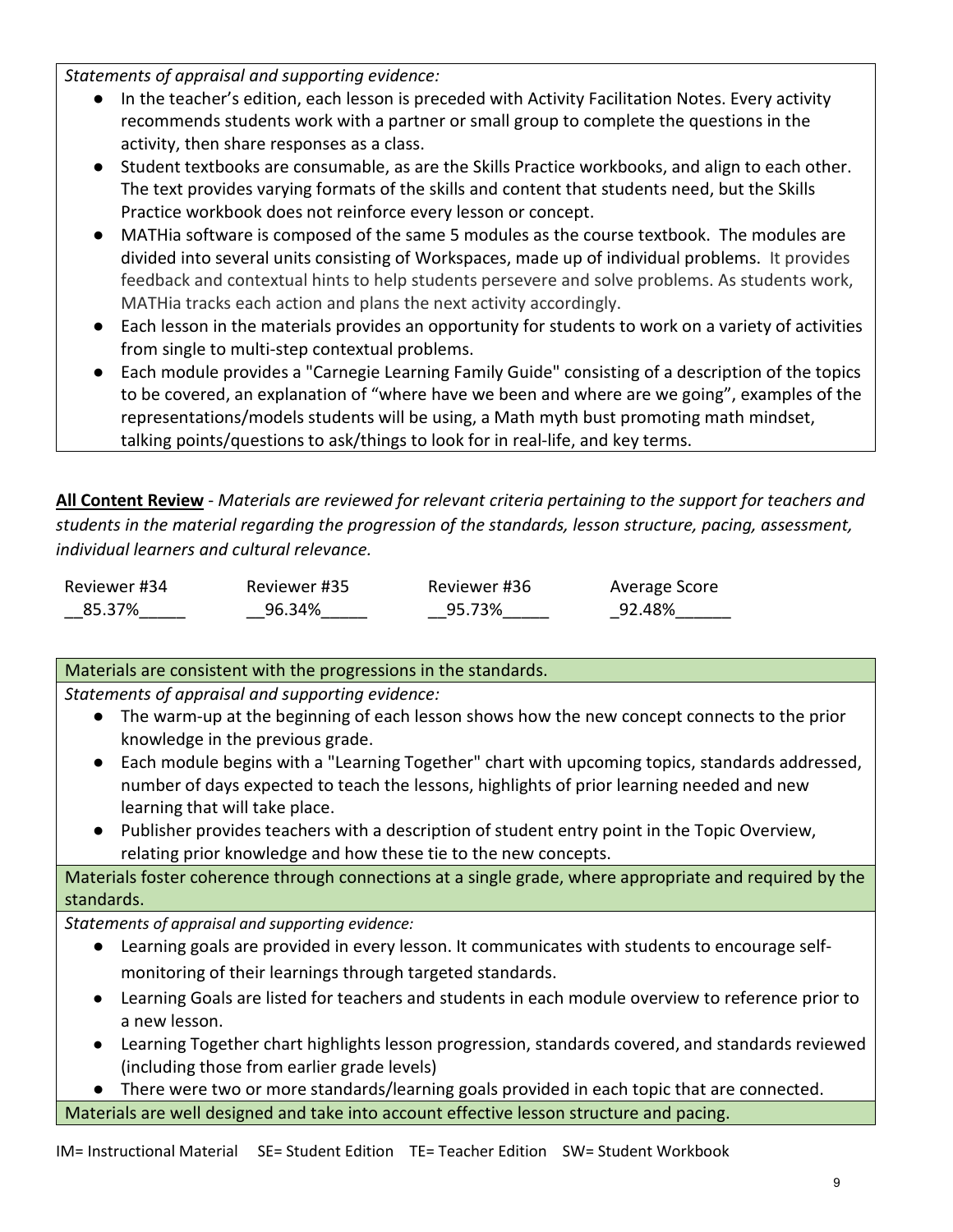*Statements of appraisal and supporting evidence:*

- In the teacher's edition, each lesson is preceded with Activity Facilitation Notes. Every activity recommends students work with a partner or small group to complete the questions in the activity, then share responses as a class.
- Student textbooks are consumable, as are the Skills Practice workbooks, and align to each other. The text provides varying formats of the skills and content that students need, but the Skills Practice workbook does not reinforce every lesson or concept.
- MATHia software is composed of the same 5 modules as the course textbook. The modules are divided into several units consisting of Workspaces, made up of individual problems. It provides feedback and contextual hints to help students persevere and solve problems. As students work, MATHia tracks each action and plans the next activity accordingly.
- Each lesson in the materials provides an opportunity for students to work on a variety of activities from single to multi-step contextual problems.
- Each module provides a "Carnegie Learning Family Guide" consisting of a description of the topics to be covered, an explanation of "where have we been and where are we going", examples of the representations/models students will be using, a Math myth bust promoting math mindset, talking points/questions to ask/things to look for in real-life, and key terms.

**<u>All Content Review</u>** - *Materials are reviewed for relevant criteria pertaining to the support for teachers and students in the material regarding the progression of the standards, lesson structure, pacing, assessment, individual learners and cultural relevance.*

| Reviewer #34 | Reviewer #35 | Reviewer #36 | Average Score |
|---|---|---|---|
| 85.37% | 96.34% | 95.73% | 92.48% |

**Materials are consistent with the progressions in the standards.**

*Statements of appraisal and supporting evidence:*

- The warm-up at the beginning of each lesson shows how the new concept connects to the prior knowledge in the previous grade.
- Each module begins with a "Learning Together" chart with upcoming topics, standards addressed, number of days expected to teach the lessons, highlights of prior learning needed and new learning that will take place.
- Publisher provides teachers with a description of student entry point in the Topic Overview, relating prior knowledge and how these tie to the new concepts.

**Materials foster coherence through connections at a single grade, where appropriate and required by the standards.**

*Statements of appraisal and supporting evidence:*

- Learning goals are provided in every lesson. It communicates with students to encourage self-monitoring of their learnings through targeted standards.
- Learning Goals are listed for teachers and students in each module overview to reference prior to a new lesson.
- Learning Together chart highlights lesson progression, standards covered, and standards reviewed (including those from earlier grade levels)
- There were two or more standards/learning goals provided in each topic that are connected.

**Materials are well designed and take into account effective lesson structure and pacing.**

IM= Instructional Material SE= Student Edition TE= Teacher Edition SW= Student Workbook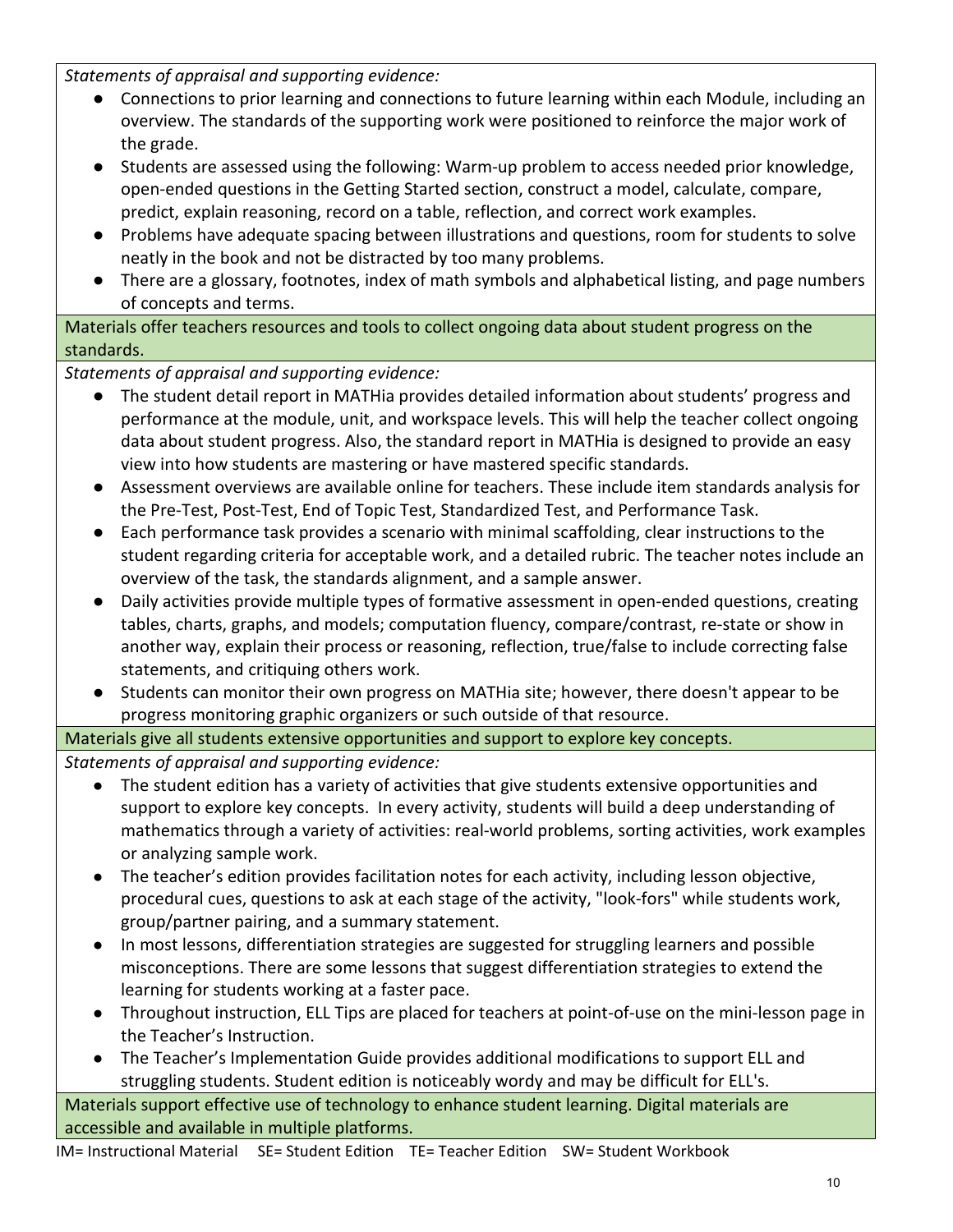*Statements of appraisal and supporting evidence:*

- Connections to prior learning and connections to future learning within each Module, including an overview. The standards of the supporting work were positioned to reinforce the major work of the grade.
- Students are assessed using the following: Warm-up problem to access needed prior knowledge, open-ended questions in the Getting Started section, construct a model, calculate, compare, predict, explain reasoning, record on a table, reflection, and correct work examples.
- Problems have adequate spacing between illustrations and questions, room for students to solve neatly in the book and not be distracted by too many problems.
- There are a glossary, footnotes, index of math symbols and alphabetical listing, and page numbers of concepts and terms.

Materials offer teachers resources and tools to collect ongoing data about student progress on the standards.

*Statements of appraisal and supporting evidence:*

- The student detail report in MATHia provides detailed information about students' progress and performance at the module, unit, and workspace levels. This will help the teacher collect ongoing data about student progress. Also, the standard report in MATHia is designed to provide an easy view into how students are mastering or have mastered specific standards.
- Assessment overviews are available online for teachers. These include item standards analysis for the Pre-Test, Post-Test, End of Topic Test, Standardized Test, and Performance Task.
- Each performance task provides a scenario with minimal scaffolding, clear instructions to the student regarding criteria for acceptable work, and a detailed rubric. The teacher notes include an overview of the task, the standards alignment, and a sample answer.
- Daily activities provide multiple types of formative assessment in open-ended questions, creating tables, charts, graphs, and models; computation fluency, compare/contrast, re-state or show in another way, explain their process or reasoning, reflection, true/false to include correcting false statements, and critiquing others work.
- Students can monitor their own progress on MATHia site; however, there doesn't appear to be progress monitoring graphic organizers or such outside of that resource.

Materials give all students extensive opportunities and support to explore key concepts.

*Statements of appraisal and supporting evidence:*

- The student edition has a variety of activities that give students extensive opportunities and support to explore key concepts. In every activity, students will build a deep understanding of mathematics through a variety of activities: real-world problems, sorting activities, work examples or analyzing sample work.
- The teacher's edition provides facilitation notes for each activity, including lesson objective, procedural cues, questions to ask at each stage of the activity, "look-fors" while students work, group/partner pairing, and a summary statement.
- In most lessons, differentiation strategies are suggested for struggling learners and possible misconceptions. There are some lessons that suggest differentiation strategies to extend the learning for students working at a faster pace.
- Throughout instruction, ELL Tips are placed for teachers at point-of-use on the mini-lesson page in the Teacher's Instruction.
- The Teacher's Implementation Guide provides additional modifications to support ELL and struggling students. Student edition is noticeably wordy and may be difficult for ELL's.

Materials support effective use of technology to enhance student learning. Digital materials are accessible and available in multiple platforms.

IM= Instructional Material SE= Student Edition TE= Teacher Edition SW= Student Workbook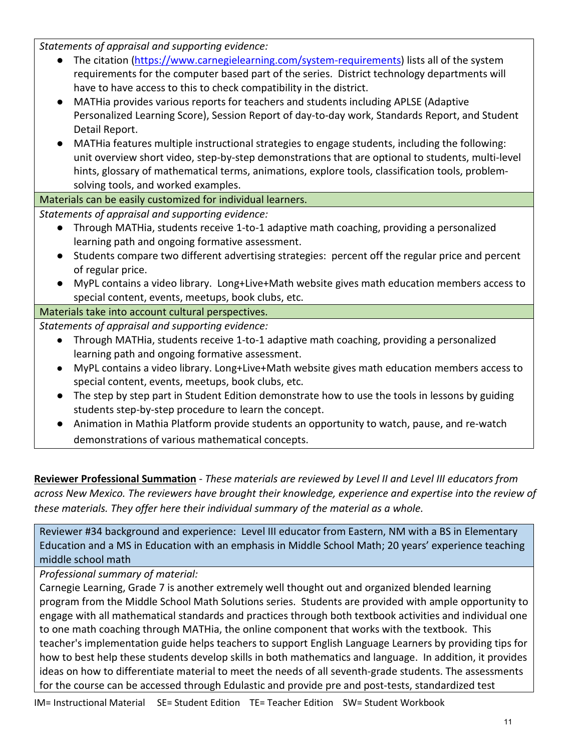*Statements of appraisal and supporting evidence:*

- The citation (https://www.carnegielearning.com/system-requirements) lists all of the system requirements for the computer based part of the series. District technology departments will have to have access to this to check compatibility in the district.
- MATHia provides various reports for teachers and students including APLSE (Adaptive Personalized Learning Score), Session Report of day-to-day work, Standards Report, and Student Detail Report.
- MATHia features multiple instructional strategies to engage students, including the following: unit overview short video, step-by-step demonstrations that are optional to students, multi-level hints, glossary of mathematical terms, animations, explore tools, classification tools, problem-solving tools, and worked examples.

**Materials can be easily customized for individual learners.**

*Statements of appraisal and supporting evidence:*

- Through MATHia, students receive 1-to-1 adaptive math coaching, providing a personalized learning path and ongoing formative assessment.
- Students compare two different advertising strategies: percent off the regular price and percent of regular price.
- MyPL contains a video library. Long+Live+Math website gives math education members access to special content, events, meetups, book clubs, etc.

**Materials take into account cultural perspectives.**

*Statements of appraisal and supporting evidence:*

- Through MATHia, students receive 1-to-1 adaptive math coaching, providing a personalized learning path and ongoing formative assessment.
- MyPL contains a video library. Long+Live+Math website gives math education members access to special content, events, meetups, book clubs, etc.
- The step by step part in Student Edition demonstrate how to use the tools in lessons by guiding students step-by-step procedure to learn the concept.
- Animation in Mathia Platform provide students an opportunity to watch, pause, and re-watch demonstrations of various mathematical concepts.

**Reviewer Professional Summation** - *These materials are reviewed by Level II and Level III educators from across New Mexico. The reviewers have brought their knowledge, experience and expertise into the review of these materials. They offer here their individual summary of the material as a whole.*

**Reviewer #34 background and experience:** Level III educator from Eastern, NM with a BS in Elementary Education and a MS in Education with an emphasis in Middle School Math; 20 years' experience teaching middle school math

*Professional summary of material:*

Carnegie Learning, Grade 7 is another extremely well thought out and organized blended learning program from the Middle School Math Solutions series. Students are provided with ample opportunity to engage with all mathematical standards and practices through both textbook activities and individual one to one math coaching through MATHia, the online component that works with the textbook. This teacher's implementation guide helps teachers to support English Language Learners by providing tips for how to best help these students develop skills in both mathematics and language. In addition, it provides ideas on how to differentiate material to meet the needs of all seventh-grade students. The assessments for the course can be accessed through Edulastic and provide pre and post-tests, standardized test

IM= Instructional Material SE= Student Edition TE= Teacher Edition SW= Student Workbook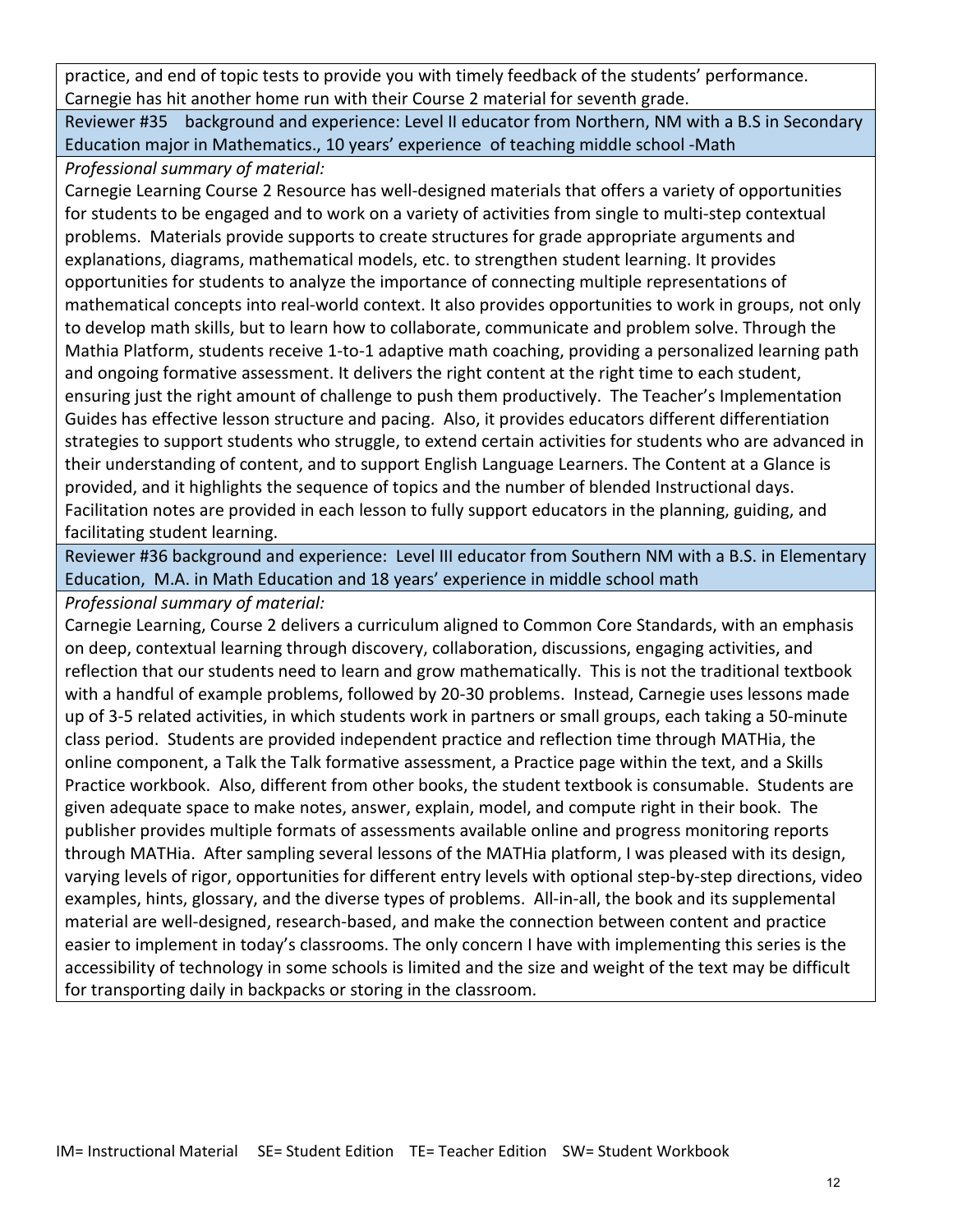practice, and end of topic tests to provide you with timely feedback of the students' performance. Carnegie has hit another home run with their Course 2 material for seventh grade.

Reviewer #35 background and experience: Level II educator from Northern, NM with a B.S in Secondary Education major in Mathematics., 10 years' experience of teaching middle school -Math

*Professional summary of material:*

Carnegie Learning Course 2 Resource has well-designed materials that offers a variety of opportunities for students to be engaged and to work on a variety of activities from single to multi-step contextual problems. Materials provide supports to create structures for grade appropriate arguments and explanations, diagrams, mathematical models, etc. to strengthen student learning. It provides opportunities for students to analyze the importance of connecting multiple representations of mathematical concepts into real-world context. It also provides opportunities to work in groups, not only to develop math skills, but to learn how to collaborate, communicate and problem solve. Through the Mathia Platform, students receive 1-to-1 adaptive math coaching, providing a personalized learning path and ongoing formative assessment. It delivers the right content at the right time to each student, ensuring just the right amount of challenge to push them productively. The Teacher's Implementation Guides has effective lesson structure and pacing. Also, it provides educators different differentiation strategies to support students who struggle, to extend certain activities for students who are advanced in their understanding of content, and to support English Language Learners. The Content at a Glance is provided, and it highlights the sequence of topics and the number of blended Instructional days. Facilitation notes are provided in each lesson to fully support educators in the planning, guiding, and facilitating student learning.

Reviewer #36 background and experience: Level III educator from Southern NM with a B.S. in Elementary Education, M.A. in Math Education and 18 years' experience in middle school math

*Professional summary of material:*

Carnegie Learning, Course 2 delivers a curriculum aligned to Common Core Standards, with an emphasis on deep, contextual learning through discovery, collaboration, discussions, engaging activities, and reflection that our students need to learn and grow mathematically. This is not the traditional textbook with a handful of example problems, followed by 20-30 problems. Instead, Carnegie uses lessons made up of 3-5 related activities, in which students work in partners or small groups, each taking a 50-minute class period. Students are provided independent practice and reflection time through MATHia, the online component, a Talk the Talk formative assessment, a Practice page within the text, and a Skills Practice workbook. Also, different from other books, the student textbook is consumable. Students are given adequate space to make notes, answer, explain, model, and compute right in their book. The publisher provides multiple formats of assessments available online and progress monitoring reports through MATHia. After sampling several lessons of the MATHia platform, I was pleased with its design, varying levels of rigor, opportunities for different entry levels with optional step-by-step directions, video examples, hints, glossary, and the diverse types of problems. All-in-all, the book and its supplemental material are well-designed, research-based, and make the connection between content and practice easier to implement in today's classrooms. The only concern I have with implementing this series is the accessibility of technology in some schools is limited and the size and weight of the text may be difficult for transporting daily in backpacks or storing in the classroom.

IM= Instructional Material SE= Student Edition TE= Teacher Edition SW= Student Workbook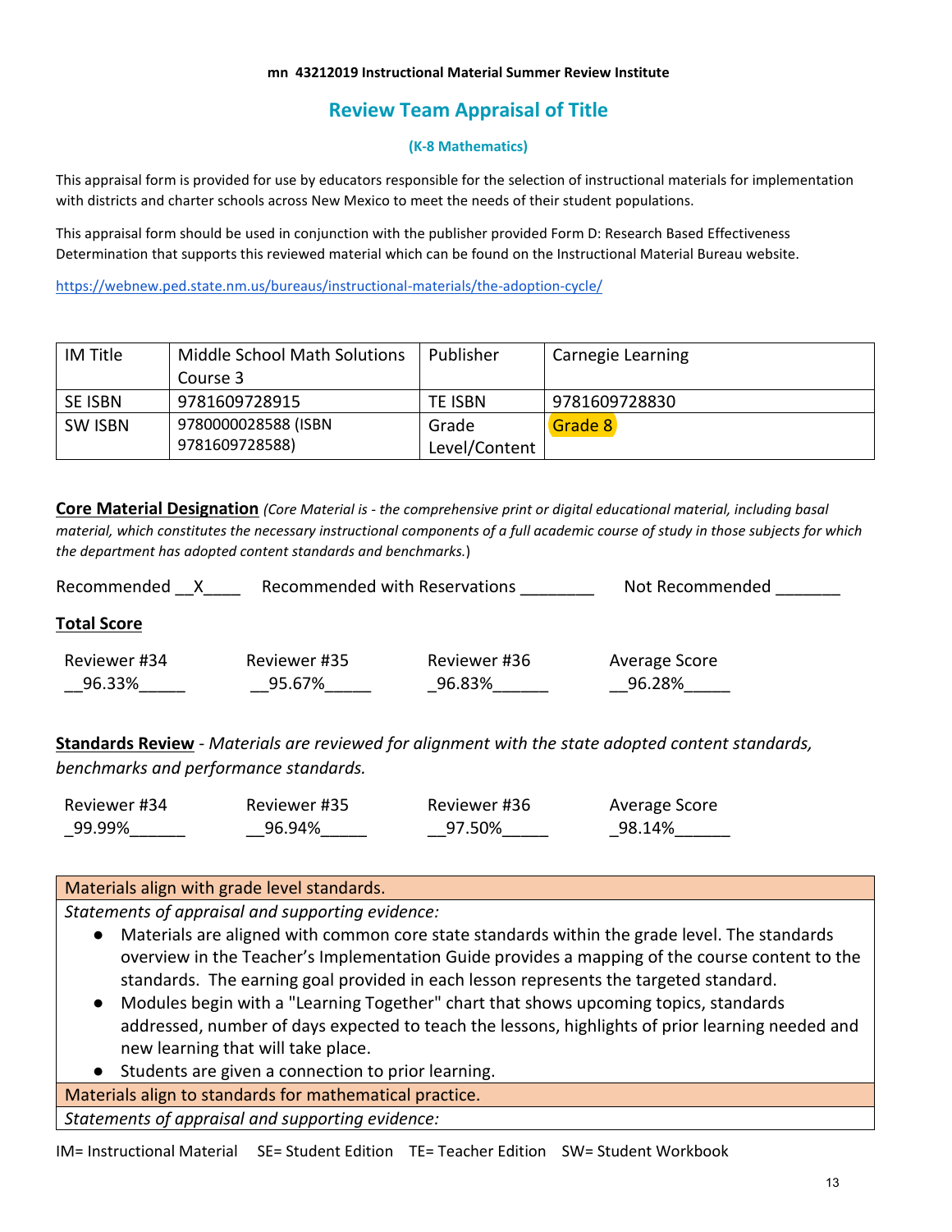**mn 43212019 Instructional Material Summer Review Institute**

## Review Team Appraisal of Title

### (K-8 Mathematics)

This appraisal form is provided for use by educators responsible for the selection of instructional materials for implementation with districts and charter schools across New Mexico to meet the needs of their student populations.

This appraisal form should be used in conjunction with the publisher provided Form D: Research Based Effectiveness Determination that supports this reviewed material which can be found on the Instructional Material Bureau website.

https://webnew.ped.state.nm.us/bureaus/instructional-materials/the-adoption-cycle/

| IM Title | Middle School Math Solutions Course 3 | Publisher | Carnegie Learning |
|---|---|---|---|
| SE ISBN | 9781609728915 | TE ISBN | 9781609728830 |
| SW ISBN | 9780000028588 (ISBN 9781609728588) | Grade Level/Content | Grade 8 |

**Core Material Designation** *(Core Material is - the comprehensive print or digital educational material, including basal material, which constitutes the necessary instructional components of a full academic course of study in those subjects for which the department has adopted content standards and benchmarks.*)

Recommended __X____ Recommended with Reservations ________ Not Recommended _______

**Total Score**

| Reviewer #34 | Reviewer #35 | Reviewer #36 | Average Score |
|---|---|---|---|
| __96.33%_____ | __95.67%_____ | _96.83%______ | __96.28%_____ |

**Standards Review** - *Materials are reviewed for alignment with the state adopted content standards, benchmarks and performance standards.*

| Reviewer #34 | Reviewer #35 | Reviewer #36 | Average Score |
|---|---|---|---|
| _99.99%______ | __96.94%_____ | __97.50%_____ | _98.14%______ |

| Materials align with grade level standards. |
|---|
| *Statements of appraisal and supporting evidence:*<br>● Materials are aligned with common core state standards within the grade level. The standards overview in the Teacher's Implementation Guide provides a mapping of the course content to the standards. The earning goal provided in each lesson represents the targeted standard.<br>● Modules begin with a "Learning Together" chart that shows upcoming topics, standards addressed, number of days expected to teach the lessons, highlights of prior learning needed and new learning that will take place.<br>● Students are given a connection to prior learning. |
| Materials align to standards for mathematical practice. |
| *Statements of appraisal and supporting evidence:* |

IM= Instructional Material SE= Student Edition TE= Teacher Edition SW= Student Workbook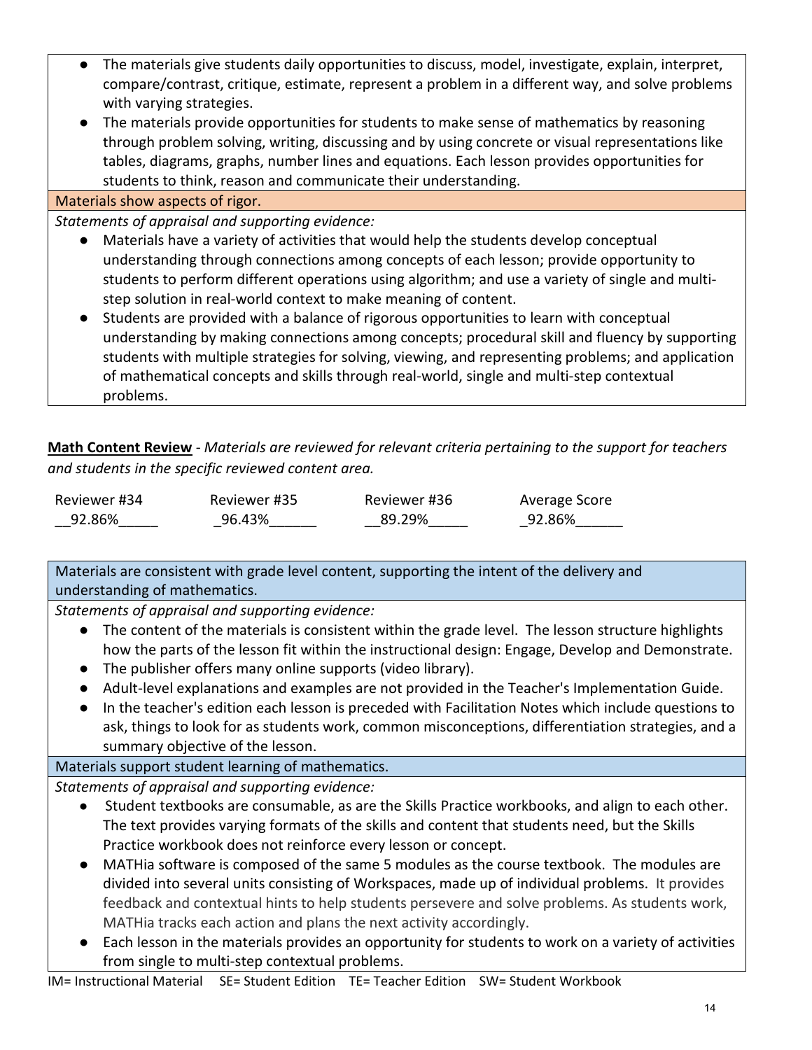- The materials give students daily opportunities to discuss, model, investigate, explain, interpret, compare/contrast, critique, estimate, represent a problem in a different way, and solve problems with varying strategies.
- The materials provide opportunities for students to make sense of mathematics by reasoning through problem solving, writing, discussing and by using concrete or visual representations like tables, diagrams, graphs, number lines and equations. Each lesson provides opportunities for students to think, reason and communicate their understanding.

Materials show aspects of rigor.

*Statements of appraisal and supporting evidence:*

- Materials have a variety of activities that would help the students develop conceptual understanding through connections among concepts of each lesson; provide opportunity to students to perform different operations using algorithm; and use a variety of single and multi-step solution in real-world context to make meaning of content.
- Students are provided with a balance of rigorous opportunities to learn with conceptual understanding by making connections among concepts; procedural skill and fluency by supporting students with multiple strategies for solving, viewing, and representing problems; and application of mathematical concepts and skills through real-world, single and multi-step contextual problems.

**Math Content Review** - *Materials are reviewed for relevant criteria pertaining to the support for teachers and students in the specific reviewed content area.*

| Reviewer #34 | Reviewer #35 | Reviewer #36 | Average Score |
|---|---|---|---|
| 92.86% | 96.43% | 89.29% | 92.86% |

Materials are consistent with grade level content, supporting the intent of the delivery and understanding of mathematics.

*Statements of appraisal and supporting evidence:*

- The content of the materials is consistent within the grade level. The lesson structure highlights how the parts of the lesson fit within the instructional design: Engage, Develop and Demonstrate.
- The publisher offers many online supports (video library).
- Adult-level explanations and examples are not provided in the Teacher's Implementation Guide.
- In the teacher's edition each lesson is preceded with Facilitation Notes which include questions to ask, things to look for as students work, common misconceptions, differentiation strategies, and a summary objective of the lesson.

Materials support student learning of mathematics.

*Statements of appraisal and supporting evidence:*

- Student textbooks are consumable, as are the Skills Practice workbooks, and align to each other. The text provides varying formats of the skills and content that students need, but the Skills Practice workbook does not reinforce every lesson or concept.
- MATHia software is composed of the same 5 modules as the course textbook. The modules are divided into several units consisting of Workspaces, made up of individual problems. It provides feedback and contextual hints to help students persevere and solve problems. As students work, MATHia tracks each action and plans the next activity accordingly.
- Each lesson in the materials provides an opportunity for students to work on a variety of activities from single to multi-step contextual problems.

IM= Instructional Material SE= Student Edition TE= Teacher Edition SW= Student Workbook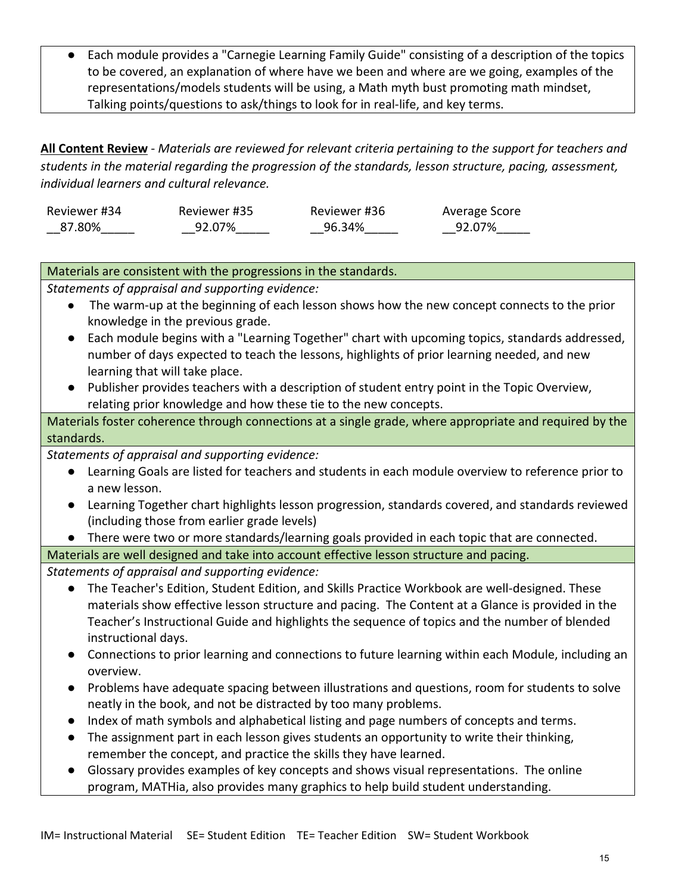- Each module provides a "Carnegie Learning Family Guide" consisting of a description of the topics to be covered, an explanation of where have we been and where are we going, examples of the representations/models students will be using, a Math myth bust promoting math mindset, Talking points/questions to ask/things to look for in real-life, and key terms.

**All Content Review** - *Materials are reviewed for relevant criteria pertaining to the support for teachers and students in the material regarding the progression of the standards, lesson structure, pacing, assessment, individual learners and cultural relevance.*

| Reviewer #34 | Reviewer #35 | Reviewer #36 | Average Score |
|---|---|---|---|
| __87.80%_____ | __92.07%_____ | __96.34%_____ | __92.07%_____ |

| Materials are consistent with the progressions in the standards. |
|---|
| *Statements of appraisal and supporting evidence:*<br>● The warm-up at the beginning of each lesson shows how the new concept connects to the prior knowledge in the previous grade.<br>● Each module begins with a "Learning Together" chart with upcoming topics, standards addressed, number of days expected to teach the lessons, highlights of prior learning needed, and new learning that will take place.<br>● Publisher provides teachers with a description of student entry point in the Topic Overview, relating prior knowledge and how these tie to the new concepts. |
| **Materials foster coherence through connections at a single grade, where appropriate and required by the standards.** |
| *Statements of appraisal and supporting evidence:*<br>● Learning Goals are listed for teachers and students in each module overview to reference prior to a new lesson.<br>● Learning Together chart highlights lesson progression, standards covered, and standards reviewed (including those from earlier grade levels)<br>● There were two or more standards/learning goals provided in each topic that are connected. |
| **Materials are well designed and take into account effective lesson structure and pacing.** |
| *Statements of appraisal and supporting evidence:*<br>● The Teacher's Edition, Student Edition, and Skills Practice Workbook are well-designed. These materials show effective lesson structure and pacing. The Content at a Glance is provided in the Teacher's Instructional Guide and highlights the sequence of topics and the number of blended instructional days.<br>● Connections to prior learning and connections to future learning within each Module, including an overview.<br>● Problems have adequate spacing between illustrations and questions, room for students to solve neatly in the book, and not be distracted by too many problems.<br>● Index of math symbols and alphabetical listing and page numbers of concepts and terms.<br>● The assignment part in each lesson gives students an opportunity to write their thinking, remember the concept, and practice the skills they have learned.<br>● Glossary provides examples of key concepts and shows visual representations. The online program, MATHia, also provides many graphics to help build student understanding. |

IM= Instructional Material SE= Student Edition TE= Teacher Edition SW= Student Workbook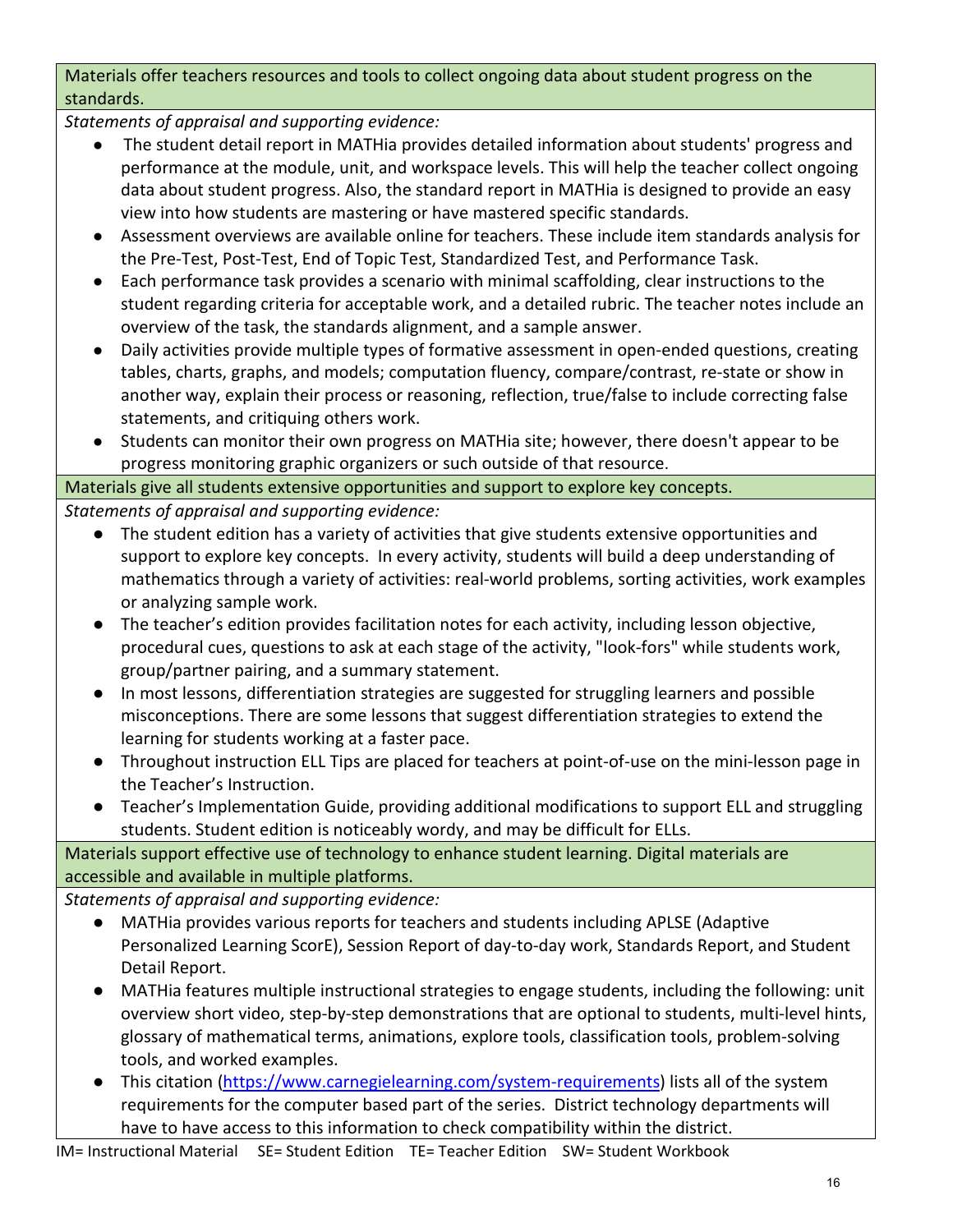**Materials offer teachers resources and tools to collect ongoing data about student progress on the standards.**

*Statements of appraisal and supporting evidence:*

- The student detail report in MATHia provides detailed information about students' progress and performance at the module, unit, and workspace levels. This will help the teacher collect ongoing data about student progress. Also, the standard report in MATHia is designed to provide an easy view into how students are mastering or have mastered specific standards.
- Assessment overviews are available online for teachers. These include item standards analysis for the Pre-Test, Post-Test, End of Topic Test, Standardized Test, and Performance Task.
- Each performance task provides a scenario with minimal scaffolding, clear instructions to the student regarding criteria for acceptable work, and a detailed rubric. The teacher notes include an overview of the task, the standards alignment, and a sample answer.
- Daily activities provide multiple types of formative assessment in open-ended questions, creating tables, charts, graphs, and models; computation fluency, compare/contrast, re-state or show in another way, explain their process or reasoning, reflection, true/false to include correcting false statements, and critiquing others work.
- Students can monitor their own progress on MATHia site; however, there doesn't appear to be progress monitoring graphic organizers or such outside of that resource.

**Materials give all students extensive opportunities and support to explore key concepts.**

*Statements of appraisal and supporting evidence:*

- The student edition has a variety of activities that give students extensive opportunities and support to explore key concepts. In every activity, students will build a deep understanding of mathematics through a variety of activities: real-world problems, sorting activities, work examples or analyzing sample work.
- The teacher's edition provides facilitation notes for each activity, including lesson objective, procedural cues, questions to ask at each stage of the activity, "look-fors" while students work, group/partner pairing, and a summary statement.
- In most lessons, differentiation strategies are suggested for struggling learners and possible misconceptions. There are some lessons that suggest differentiation strategies to extend the learning for students working at a faster pace.
- Throughout instruction ELL Tips are placed for teachers at point-of-use on the mini-lesson page in the Teacher's Instruction.
- Teacher's Implementation Guide, providing additional modifications to support ELL and struggling students. Student edition is noticeably wordy, and may be difficult for ELLs.

**Materials support effective use of technology to enhance student learning. Digital materials are accessible and available in multiple platforms.**

*Statements of appraisal and supporting evidence:*

- MATHia provides various reports for teachers and students including APLSE (Adaptive Personalized Learning ScorE), Session Report of day-to-day work, Standards Report, and Student Detail Report.
- MATHia features multiple instructional strategies to engage students, including the following: unit overview short video, step-by-step demonstrations that are optional to students, multi-level hints, glossary of mathematical terms, animations, explore tools, classification tools, problem-solving tools, and worked examples.
- This citation (https://www.carnegielearning.com/system-requirements) lists all of the system requirements for the computer based part of the series. District technology departments will have to have access to this information to check compatibility within the district.

IM= Instructional Material SE= Student Edition TE= Teacher Edition SW= Student Workbook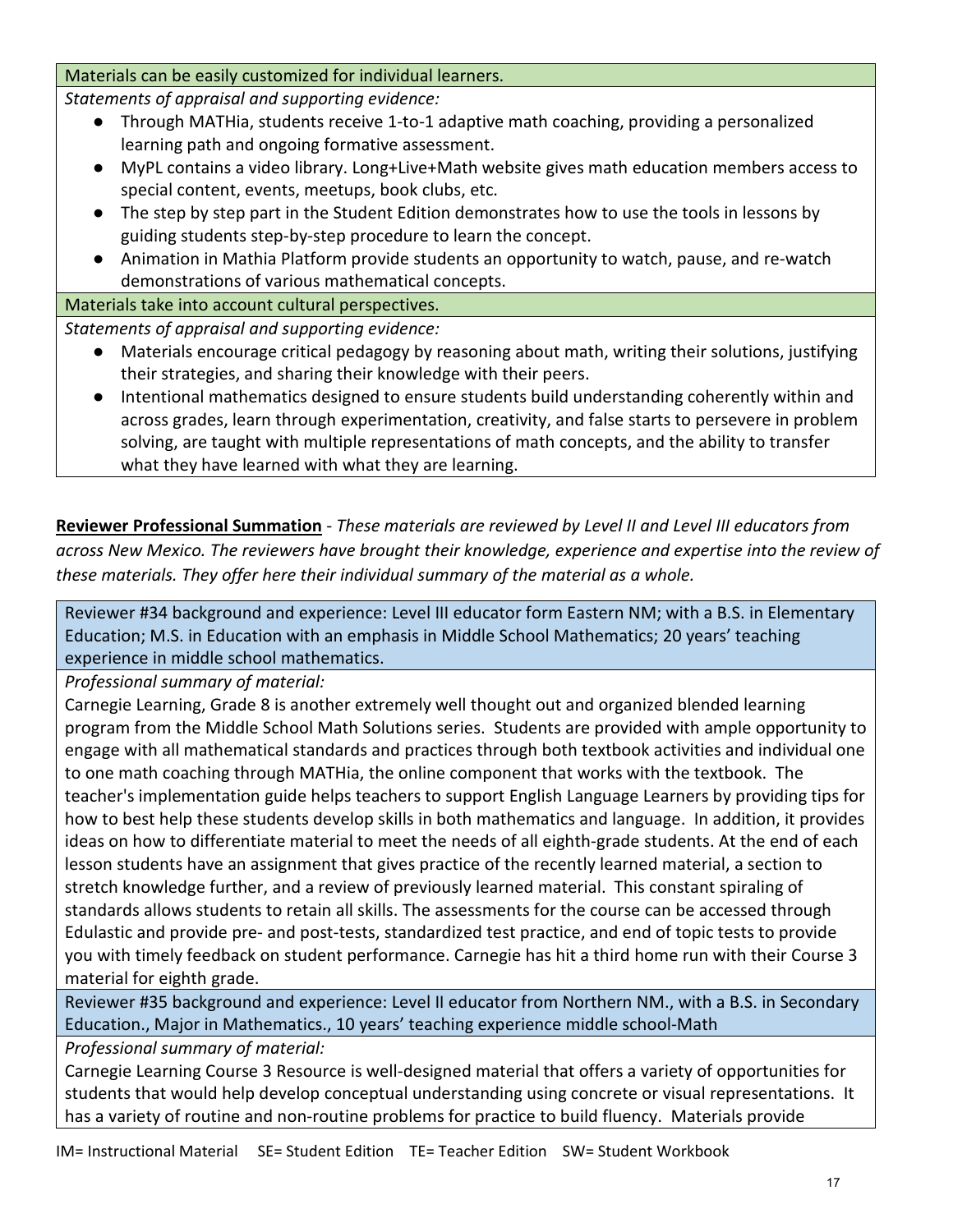| Materials can be easily customized for individual learners. |
| --- |
| *Statements of appraisal and supporting evidence:*<br>● Through MATHia, students receive 1-to-1 adaptive math coaching, providing a personalized learning path and ongoing formative assessment.<br>● MyPL contains a video library. Long+Live+Math website gives math education members access to special content, events, meetups, book clubs, etc.<br>● The step by step part in the Student Edition demonstrates how to use the tools in lessons by guiding students step-by-step procedure to learn the concept.<br>● Animation in Mathia Platform provide students an opportunity to watch, pause, and re-watch demonstrations of various mathematical concepts. |
| Materials take into account cultural perspectives. |
| *Statements of appraisal and supporting evidence:*<br>● Materials encourage critical pedagogy by reasoning about math, writing their solutions, justifying their strategies, and sharing their knowledge with their peers.<br>● Intentional mathematics designed to ensure students build understanding coherently within and across grades, learn through experimentation, creativity, and false starts to persevere in problem solving, are taught with multiple representations of math concepts, and the ability to transfer what they have learned with what they are learning. |

**Reviewer Professional Summation** - *These materials are reviewed by Level II and Level III educators from across New Mexico. The reviewers have brought their knowledge, experience and expertise into the review of these materials. They offer here their individual summary of the material as a whole.*

| Reviewer #34 background and experience: Level III educator form Eastern NM; with a B.S. in Elementary Education; M.S. in Education with an emphasis in Middle School Mathematics; 20 years' teaching experience in middle school mathematics. |
| --- |
| *Professional summary of material:*<br>Carnegie Learning, Grade 8 is another extremely well thought out and organized blended learning program from the Middle School Math Solutions series. Students are provided with ample opportunity to engage with all mathematical standards and practices through both textbook activities and individual one to one math coaching through MATHia, the online component that works with the textbook. The teacher's implementation guide helps teachers to support English Language Learners by providing tips for how to best help these students develop skills in both mathematics and language. In addition, it provides ideas on how to differentiate material to meet the needs of all eighth-grade students. At the end of each lesson students have an assignment that gives practice of the recently learned material, a section to stretch knowledge further, and a review of previously learned material. This constant spiraling of standards allows students to retain all skills. The assessments for the course can be accessed through Edulastic and provide pre- and post-tests, standardized test practice, and end of topic tests to provide you with timely feedback on student performance. Carnegie has hit a third home run with their Course 3 material for eighth grade. |
| Reviewer #35 background and experience: Level II educator from Northern NM., with a B.S. in Secondary Education., Major in Mathematics., 10 years' teaching experience middle school-Math |
| *Professional summary of material:*<br>Carnegie Learning Course 3 Resource is well-designed material that offers a variety of opportunities for students that would help develop conceptual understanding using concrete or visual representations. It has a variety of routine and non-routine problems for practice to build fluency. Materials provide |

IM= Instructional Material SE= Student Edition TE= Teacher Edition SW= Student Workbook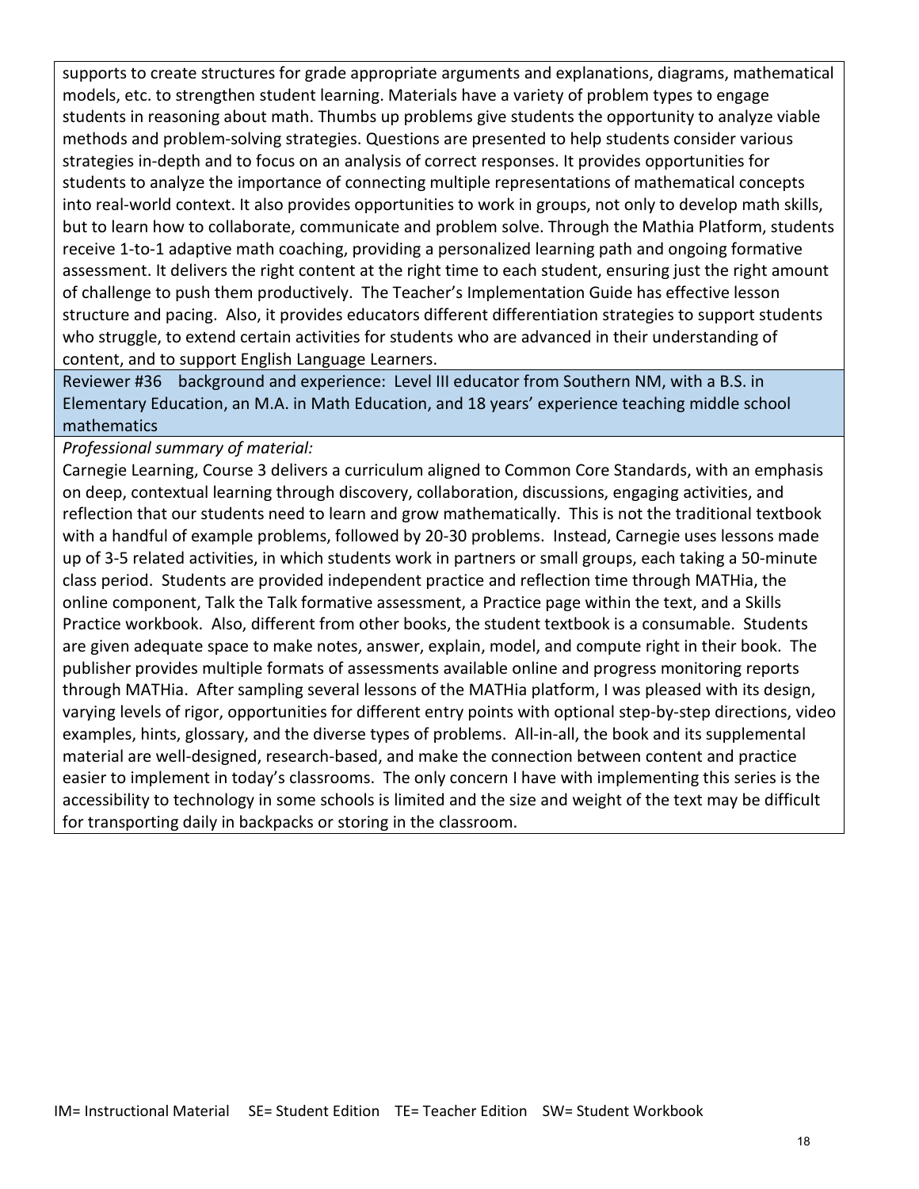supports to create structures for grade appropriate arguments and explanations, diagrams, mathematical models, etc. to strengthen student learning. Materials have a variety of problem types to engage students in reasoning about math. Thumbs up problems give students the opportunity to analyze viable methods and problem-solving strategies. Questions are presented to help students consider various strategies in-depth and to focus on an analysis of correct responses. It provides opportunities for students to analyze the importance of connecting multiple representations of mathematical concepts into real-world context. It also provides opportunities to work in groups, not only to develop math skills, but to learn how to collaborate, communicate and problem solve. Through the Mathia Platform, students receive 1-to-1 adaptive math coaching, providing a personalized learning path and ongoing formative assessment. It delivers the right content at the right time to each student, ensuring just the right amount of challenge to push them productively. The Teacher's Implementation Guide has effective lesson structure and pacing. Also, it provides educators different differentiation strategies to support students who struggle, to extend certain activities for students who are advanced in their understanding of content, and to support English Language Learners.

Reviewer #36 background and experience: Level III educator from Southern NM, with a B.S. in Elementary Education, an M.A. in Math Education, and 18 years' experience teaching middle school mathematics

*Professional summary of material:*

Carnegie Learning, Course 3 delivers a curriculum aligned to Common Core Standards, with an emphasis on deep, contextual learning through discovery, collaboration, discussions, engaging activities, and reflection that our students need to learn and grow mathematically. This is not the traditional textbook with a handful of example problems, followed by 20-30 problems. Instead, Carnegie uses lessons made up of 3-5 related activities, in which students work in partners or small groups, each taking a 50-minute class period. Students are provided independent practice and reflection time through MATHia, the online component, Talk the Talk formative assessment, a Practice page within the text, and a Skills Practice workbook. Also, different from other books, the student textbook is a consumable. Students are given adequate space to make notes, answer, explain, model, and compute right in their book. The publisher provides multiple formats of assessments available online and progress monitoring reports through MATHia. After sampling several lessons of the MATHia platform, I was pleased with its design, varying levels of rigor, opportunities for different entry points with optional step-by-step directions, video examples, hints, glossary, and the diverse types of problems. All-in-all, the book and its supplemental material are well-designed, research-based, and make the connection between content and practice easier to implement in today's classrooms. The only concern I have with implementing this series is the accessibility to technology in some schools is limited and the size and weight of the text may be difficult for transporting daily in backpacks or storing in the classroom.

IM= Instructional Material SE= Student Edition TE= Teacher Edition SW= Student Workbook